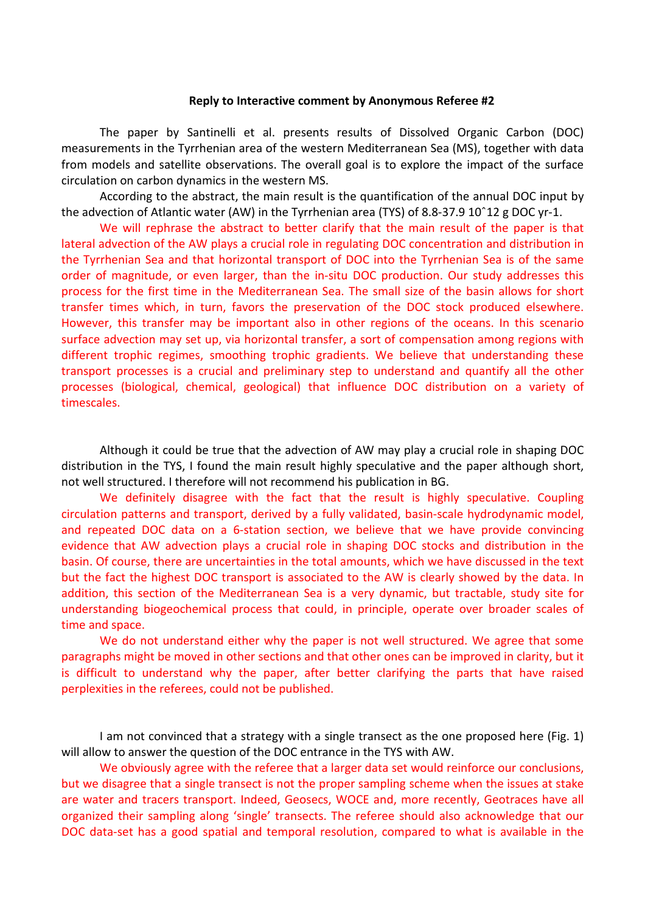**Reply to Interactive comment by Anonymous Referee #2**

The paper by Santinelli et al. presents results of Dissolved Organic Carbon (DOC) measurements in the Tyrrhenian area of the western Mediterranean Sea (MS), together with data from models and satellite observations. The overall goal is to explore the impact of the surface circulation on carbon dynamics in the western MS.

According to the abstract, the main result is the quantification of the annual DOC input by the advection of Atlantic water (AW) in the Tyrrhenian area (TYS) of 8.8-37.9 $10^{12}$ g DOC yr-1.

We will rephrase the abstract to better clarify that the main result of the paper is that lateral advection of the AW plays a crucial role in regulating DOC concentration and distribution in the Tyrrhenian Sea and that horizontal transport of DOC into the Tyrrhenian Sea is of the same order of magnitude, or even larger, than the in-situ DOC production. Our study addresses this process for the first time in the Mediterranean Sea. The small size of the basin allows for short transfer times which, in turn, favors the preservation of the DOC stock produced elsewhere. However, this transfer may be important also in other regions of the oceans. In this scenario surface advection may set up, via horizontal transfer, a sort of compensation among regions with different trophic regimes, smoothing trophic gradients. We believe that understanding these transport processes is a crucial and preliminary step to understand and quantify all the other processes (biological, chemical, geological) that influence DOC distribution on a variety of timescales.

Although it could be true that the advection of AW may play a crucial role in shaping DOC distribution in the TYS, I found the main result highly speculative and the paper although short, not well structured. I therefore will not recommend his publication in BG.

We definitely disagree with the fact that the result is highly speculative. Coupling circulation patterns and transport, derived by a fully validated, basin-scale hydrodynamic model, and repeated DOC data on a 6-station section, we believe that we have provide convincing evidence that AW advection plays a crucial role in shaping DOC stocks and distribution in the basin. Of course, there are uncertainties in the total amounts, which we have discussed in the text but the fact the highest DOC transport is associated to the AW is clearly showed by the data. In addition, this section of the Mediterranean Sea is a very dynamic, but tractable, study site for understanding biogeochemical process that could, in principle, operate over broader scales of time and space.

We do not understand either why the paper is not well structured. We agree that some paragraphs might be moved in other sections and that other ones can be improved in clarity, but it is difficult to understand why the paper, after better clarifying the parts that have raised perplexities in the referees, could not be published.

I am not convinced that a strategy with a single transect as the one proposed here (Fig. 1) will allow to answer the question of the DOC entrance in the TYS with AW.

We obviously agree with the referee that a larger data set would reinforce our conclusions, but we disagree that a single transect is not the proper sampling scheme when the issues at stake are water and tracers transport. Indeed, Geosecs, WOCE and, more recently, Geotraces have all organized their sampling along 'single' transects. The referee should also acknowledge that our DOC data-set has a good spatial and temporal resolution, compared to what is available in the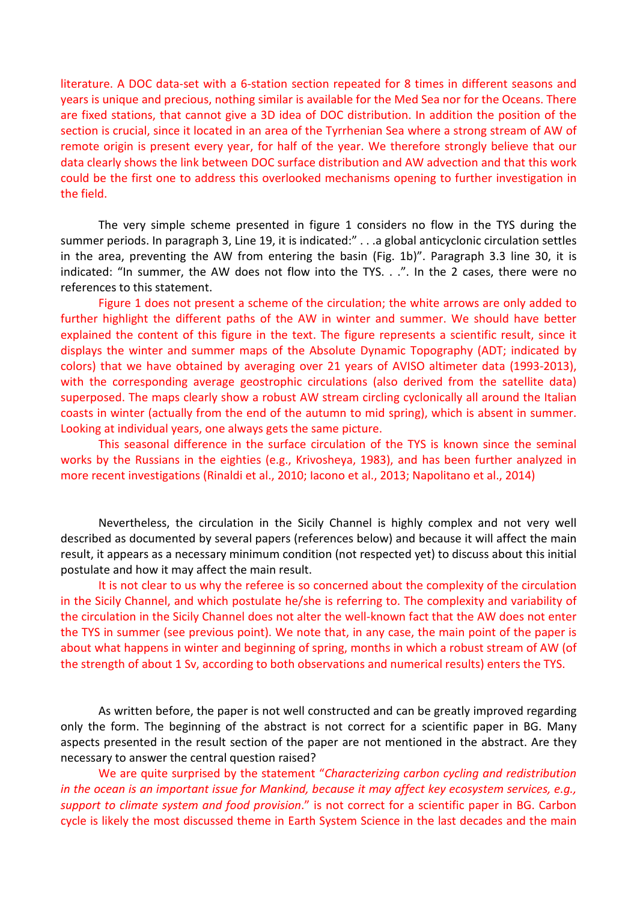literature. A DOC data-set with a 6-station section repeated for 8 times in different seasons and years is unique and precious, nothing similar is available for the Med Sea nor for the Oceans. There are fixed stations, that cannot give a 3D idea of DOC distribution. In addition the position of the section is crucial, since it located in an area of the Tyrrhenian Sea where a strong stream of AW of remote origin is present every year, for half of the year. We therefore strongly believe that our data clearly shows the link between DOC surface distribution and AW advection and that this work could be the first one to address this overlooked mechanisms opening to further investigation in the field.

The very simple scheme presented in figure 1 considers no flow in the TYS during the summer periods. In paragraph 3, Line 19, it is indicated:" . . .a global anticyclonic circulation settles in the area, preventing the AW from entering the basin (Fig. 1b)". Paragraph 3.3 line 30, it is indicated: "In summer, the AW does not flow into the TYS. . .". In the 2 cases, there were no references to this statement.

Figure 1 does not present a scheme of the circulation; the white arrows are only added to further highlight the different paths of the AW in winter and summer. We should have better explained the content of this figure in the text. The figure represents a scientific result, since it displays the winter and summer maps of the Absolute Dynamic Topography (ADT; indicated by colors) that we have obtained by averaging over 21 years of AVISO altimeter data (1993-2013), with the corresponding average geostrophic circulations (also derived from the satellite data) superposed. The maps clearly show a robust AW stream circling cyclonically all around the Italian coasts in winter (actually from the end of the autumn to mid spring), which is absent in summer. Looking at individual years, one always gets the same picture.

This seasonal difference in the surface circulation of the TYS is known since the seminal works by the Russians in the eighties (e.g., Krivosheya, 1983), and has been further analyzed in more recent investigations (Rinaldi et al., 2010; Iacono et al., 2013; Napolitano et al., 2014)

Nevertheless, the circulation in the Sicily Channel is highly complex and not very well described as documented by several papers (references below) and because it will affect the main result, it appears as a necessary minimum condition (not respected yet) to discuss about this initial postulate and how it may affect the main result.

It is not clear to us why the referee is so concerned about the complexity of the circulation in the Sicily Channel, and which postulate he/she is referring to. The complexity and variability of the circulation in the Sicily Channel does not alter the well-known fact that the AW does not enter the TYS in summer (see previous point). We note that, in any case, the main point of the paper is about what happens in winter and beginning of spring, months in which a robust stream of AW (of the strength of about 1 Sv, according to both observations and numerical results) enters the TYS.

As written before, the paper is not well constructed and can be greatly improved regarding only the form. The beginning of the abstract is not correct for a scientific paper in BG. Many aspects presented in the result section of the paper are not mentioned in the abstract. Are they necessary to answer the central question raised?

We are quite surprised by the statement "*Characterizing carbon cycling and redistribution in the ocean is an important issue for Mankind, because it may affect key ecosystem services, e.g., support to climate system and food provision*." is not correct for a scientific paper in BG. Carbon cycle is likely the most discussed theme in Earth System Science in the last decades and the main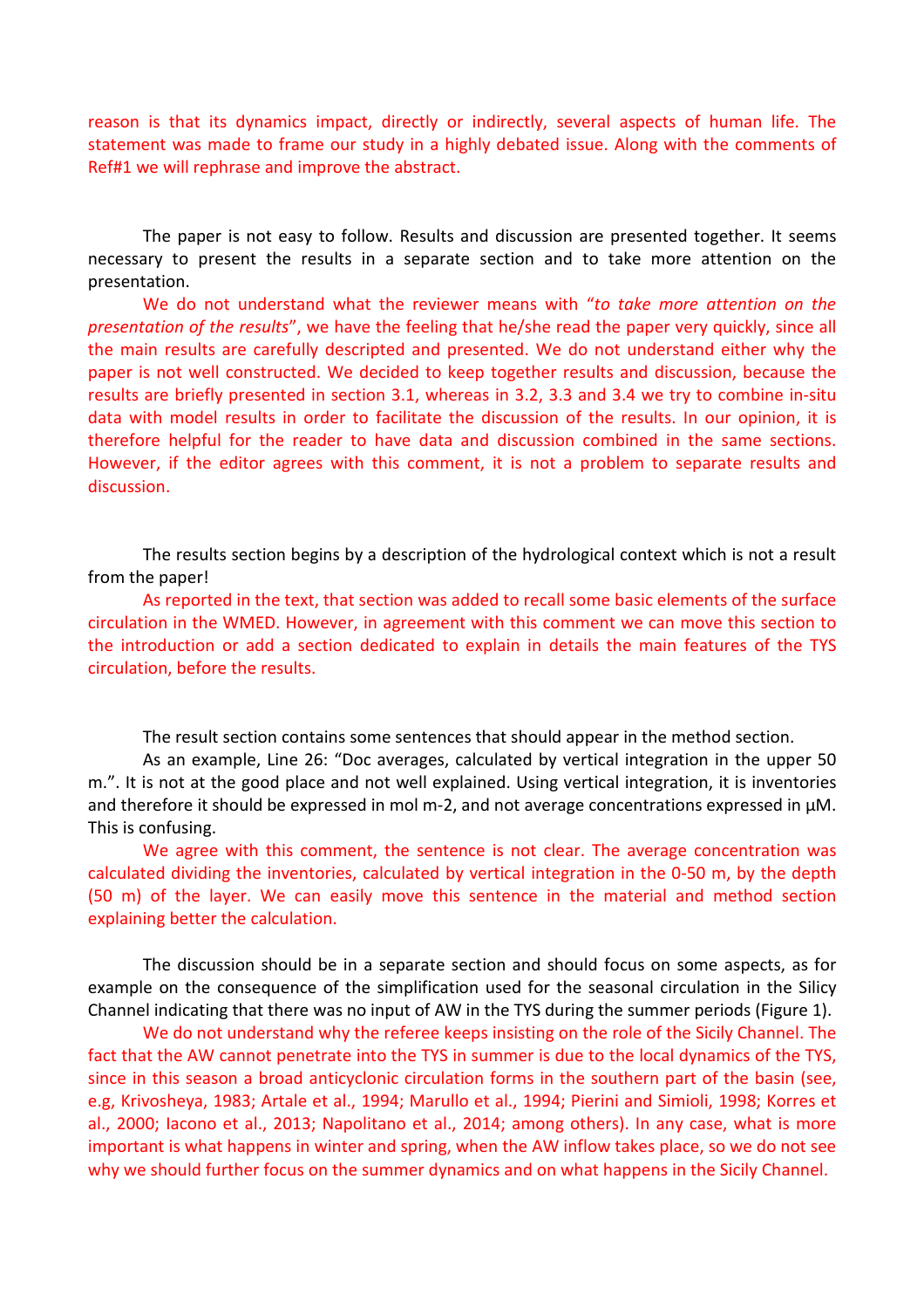reason is that its dynamics impact, directly or indirectly, several aspects of human life. The statement was made to frame our study in a highly debated issue. Along with the comments of Ref#1 we will rephrase and improve the abstract.

The paper is not easy to follow. Results and discussion are presented together. It seems necessary to present the results in a separate section and to take more attention on the presentation.

We do not understand what the reviewer means with "*to take more attention on the presentation of the results*", we have the feeling that he/she read the paper very quickly, since all the main results are carefully descripted and presented. We do not understand either why the paper is not well constructed. We decided to keep together results and discussion, because the results are briefly presented in section 3.1, whereas in 3.2, 3.3 and 3.4 we try to combine in-situ data with model results in order to facilitate the discussion of the results. In our opinion, it is therefore helpful for the reader to have data and discussion combined in the same sections. However, if the editor agrees with this comment, it is not a problem to separate results and discussion.

The results section begins by a description of the hydrological context which is not a result from the paper!

As reported in the text, that section was added to recall some basic elements of the surface circulation in the WMED. However, in agreement with this comment we can move this section to the introduction or add a section dedicated to explain in details the main features of the TYS circulation, before the results.

The result section contains some sentences that should appear in the method section.

As an example, Line 26: "Doc averages, calculated by vertical integration in the upper 50 m.". It is not at the good place and not well explained. Using vertical integration, it is inventories and therefore it should be expressed in mol $m^{-2}$, and not average concentrations expressed in µM. This is confusing.

We agree with this comment, the sentence is not clear. The average concentration was calculated dividing the inventories, calculated by vertical integration in the 0-50 m, by the depth (50 m) of the layer. We can easily move this sentence in the material and method section explaining better the calculation.

The discussion should be in a separate section and should focus on some aspects, as for example on the consequence of the simplification used for the seasonal circulation in the Silicy Channel indicating that there was no input of AW in the TYS during the summer periods (Figure 1).

We do not understand why the referee keeps insisting on the role of the Sicily Channel. The fact that the AW cannot penetrate into the TYS in summer is due to the local dynamics of the TYS, since in this season a broad anticyclonic circulation forms in the southern part of the basin (see, e.g, Krivosheya, 1983; Artale et al., 1994; Marullo et al., 1994; Pierini and Simioli, 1998; Korres et al., 2000; Iacono et al., 2013; Napolitano et al., 2014; among others). In any case, what is more important is what happens in winter and spring, when the AW inflow takes place, so we do not see why we should further focus on the summer dynamics and on what happens in the Sicily Channel.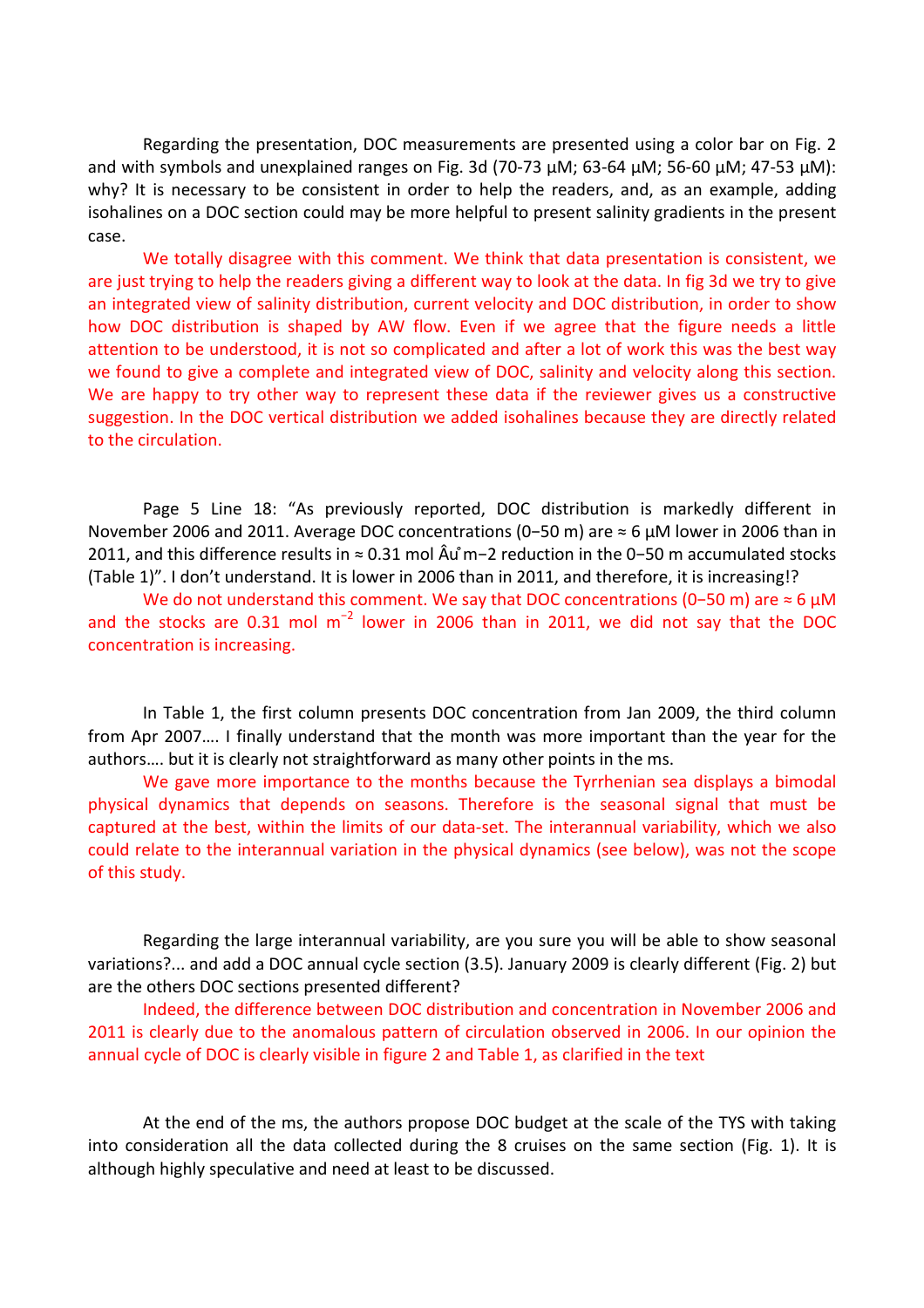Regarding the presentation, DOC measurements are presented using a color bar on Fig. 2 and with symbols and unexplained ranges on Fig. 3d (70-73 µM; 63-64 µM; 56-60 µM; 47-53 µM): why? It is necessary to be consistent in order to help the readers, and, as an example, adding isohalines on a DOC section could may be more helpful to present salinity gradients in the present case.

We totally disagree with this comment. We think that data presentation is consistent, we are just trying to help the readers giving a different way to look at the data. In fig 3d we try to give an integrated view of salinity distribution, current velocity and DOC distribution, in order to show how DOC distribution is shaped by AW flow. Even if we agree that the figure needs a little attention to be understood, it is not so complicated and after a lot of work this was the best way we found to give a complete and integrated view of DOC, salinity and velocity along this section. We are happy to try other way to represent these data if the reviewer gives us a constructive suggestion. In the DOC vertical distribution we added isohalines because they are directly related to the circulation.

Page 5 Line 18: "As previously reported, DOC distribution is markedly different in November 2006 and 2011. Average DOC concentrations (0−50 m) are ≈ 6 µM lower in 2006 than in 2011, and this difference results in ≈ 0.31 mol Âư m−2 reduction in the 0−50 m accumulated stocks (Table 1)". I don't understand. It is lower in 2006 than in 2011, and therefore, it is increasing!?

We do not understand this comment. We say that DOC concentrations (0−50 m) are ≈ 6 µM and the stocks are 0.31 mol $m^{-2}$ lower in 2006 than in 2011, we did not say that the DOC concentration is increasing.

In Table 1, the first column presents DOC concentration from Jan 2009, the third column from Apr 2007…. I finally understand that the month was more important than the year for the authors…. but it is clearly not straightforward as many other points in the ms.

We gave more importance to the months because the Tyrrhenian sea displays a bimodal physical dynamics that depends on seasons. Therefore is the seasonal signal that must be captured at the best, within the limits of our data-set. The interannual variability, which we also could relate to the interannual variation in the physical dynamics (see below), was not the scope of this study.

Regarding the large interannual variability, are you sure you will be able to show seasonal variations?... and add a DOC annual cycle section (3.5). January 2009 is clearly different (Fig. 2) but are the others DOC sections presented different?

Indeed, the difference between DOC distribution and concentration in November 2006 and 2011 is clearly due to the anomalous pattern of circulation observed in 2006. In our opinion the annual cycle of DOC is clearly visible in figure 2 and Table 1, as clarified in the text

At the end of the ms, the authors propose DOC budget at the scale of the TYS with taking into consideration all the data collected during the 8 cruises on the same section (Fig. 1). It is although highly speculative and need at least to be discussed.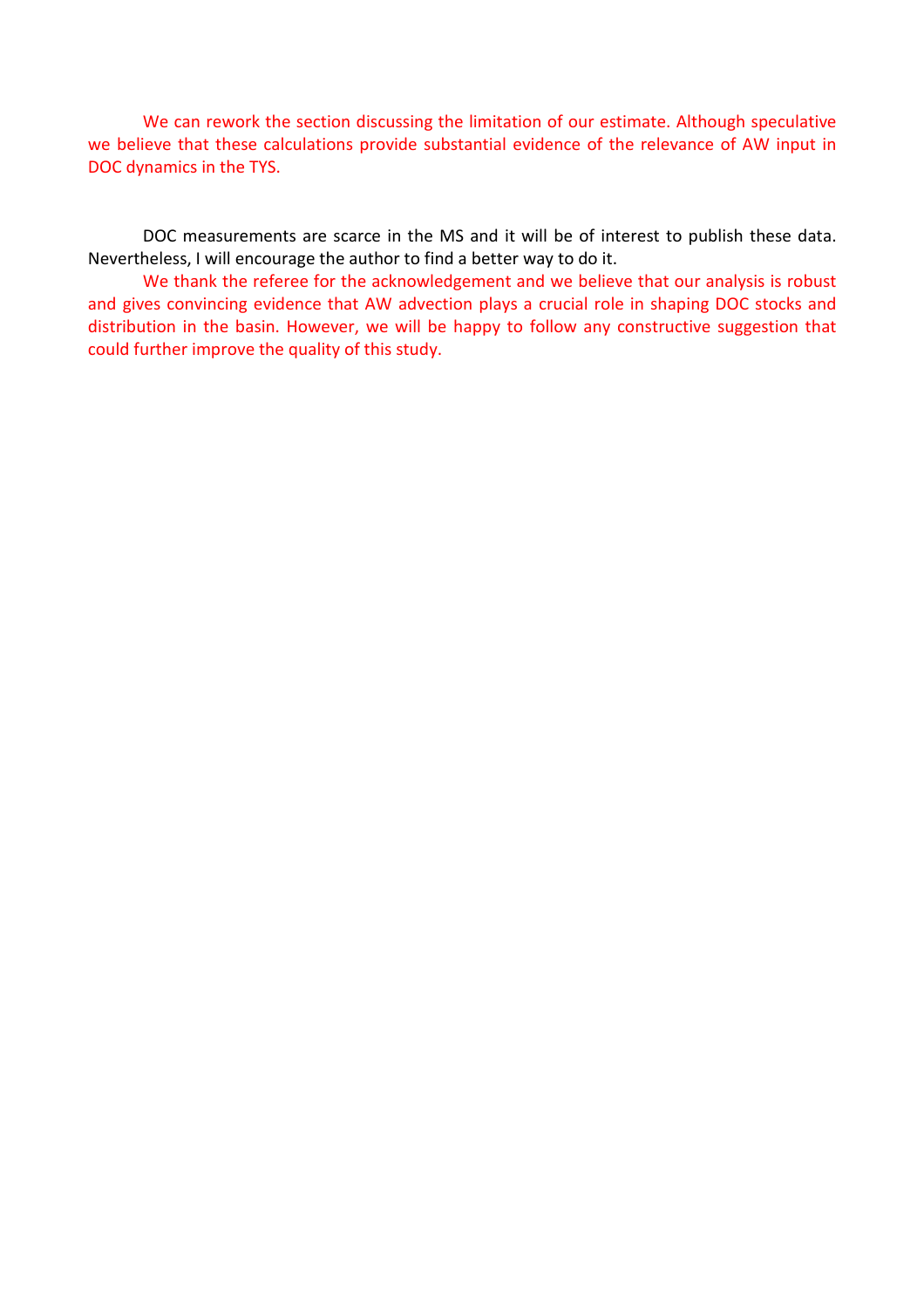We can rework the section discussing the limitation of our estimate. Although speculative we believe that these calculations provide substantial evidence of the relevance of AW input in DOC dynamics in the TYS.

DOC measurements are scarce in the MS and it will be of interest to publish these data. Nevertheless, I will encourage the author to find a better way to do it.

We thank the referee for the acknowledgement and we believe that our analysis is robust and gives convincing evidence that AW advection plays a crucial role in shaping DOC stocks and distribution in the basin. However, we will be happy to follow any constructive suggestion that could further improve the quality of this study.